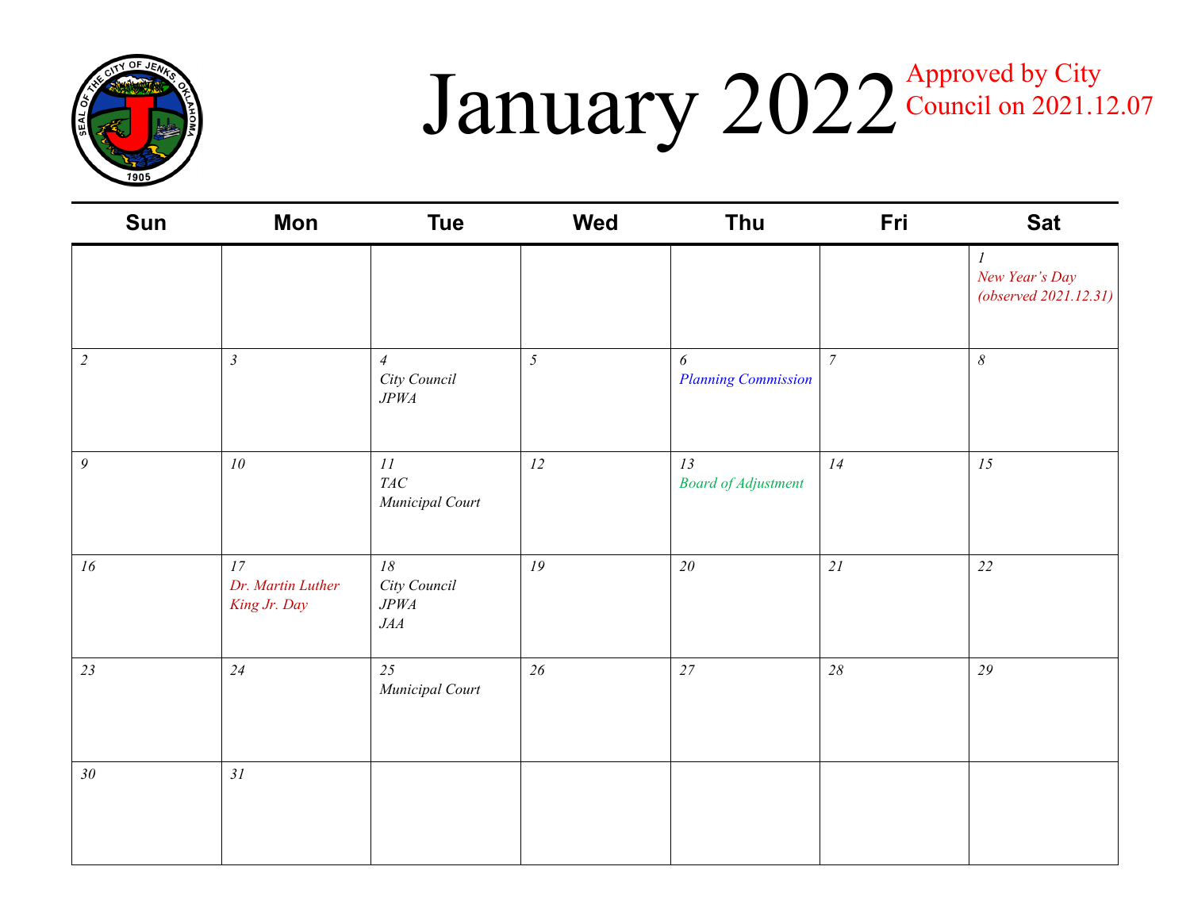# January 2022

Approved by City Council on 2021.12.07

| Sun | Mon | Tue | Wed | Thu | Fri | Sat |
|---|---|---|---|---|---|---|
| | | | | | | *1*<br>*New Year's Day (observed 2021.12.31)* |
| *2* | *3* | *4*<br>*City Council*<br>*JPWA* | *5* | *6*<br>*Planning Commission* | *7* | *8* |
| *9* | *10* | *11*<br>*TAC*<br>*Municipal Court* | *12* | *13*<br>*Board of Adjustment* | *14* | *15* |
| *16* | *17*<br>*Dr. Martin Luther King Jr. Day* | *18*<br>*City Council*<br>*JPWA*<br>*JAA* | *19* | *20* | *21* | *22* |
| *23* | *24* | *25*<br>*Municipal Court* | *26* | *27* | *28* | *29* |
| *30* | *31* | | | | | |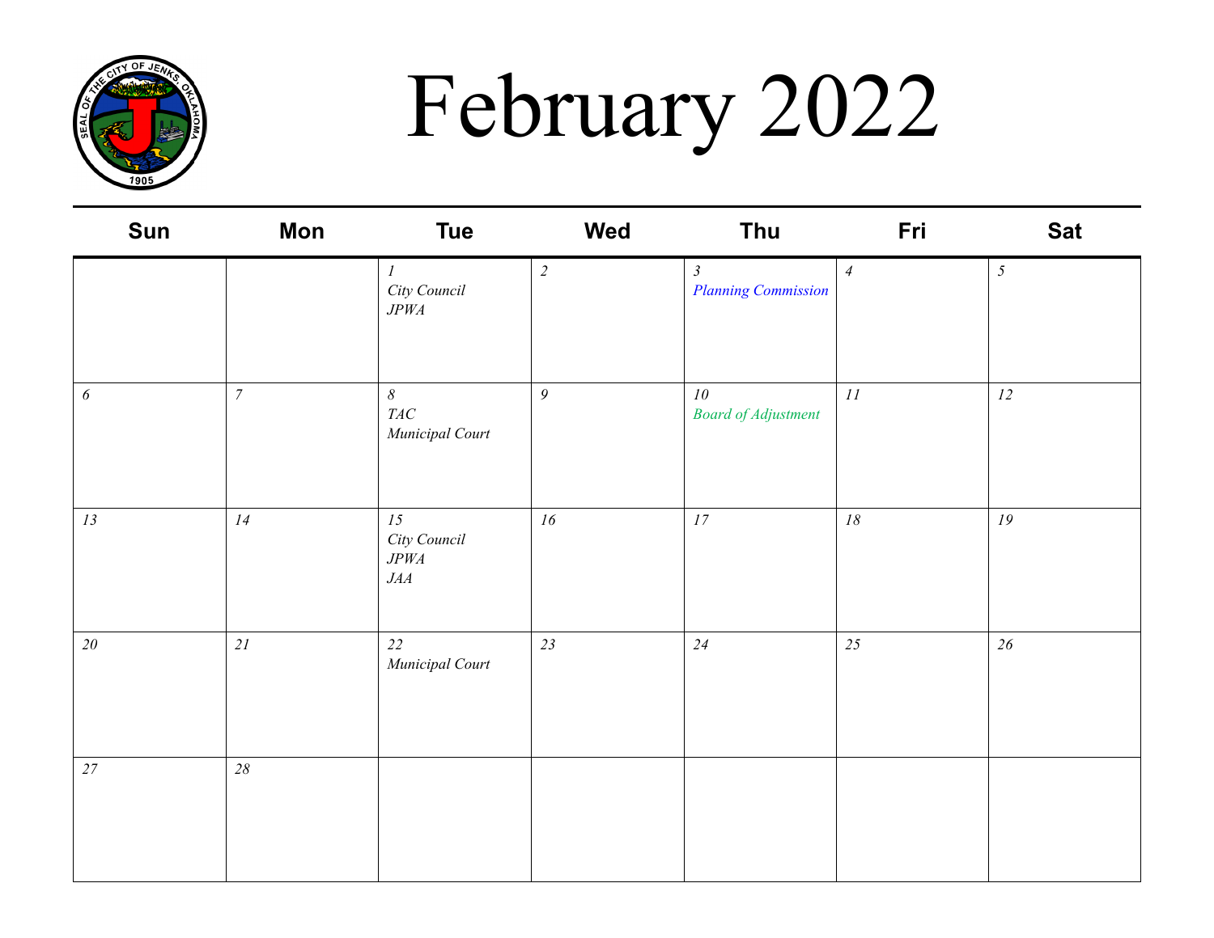# February 2022

| Sun | Mon | Tue | Wed | Thu | Fri | Sat |
|---|---|---|---|---|---|---|
| | | *1* *City Council* *JPWA* | *2* | *3* *Planning Commission* | *4* | *5* |
| *6* | *7* | *8* *TAC* *Municipal Court* | *9* | *10* *Board of Adjustment* | *11* | *12* |
| *13* | *14* | *15* *City Council* *JPWA* *JAA* | *16* | *17* | *18* | *19* |
| *20* | *21* | *22* *Municipal Court* | *23* | *24* | *25* | *26* |
| *27* | *28* | | | | | |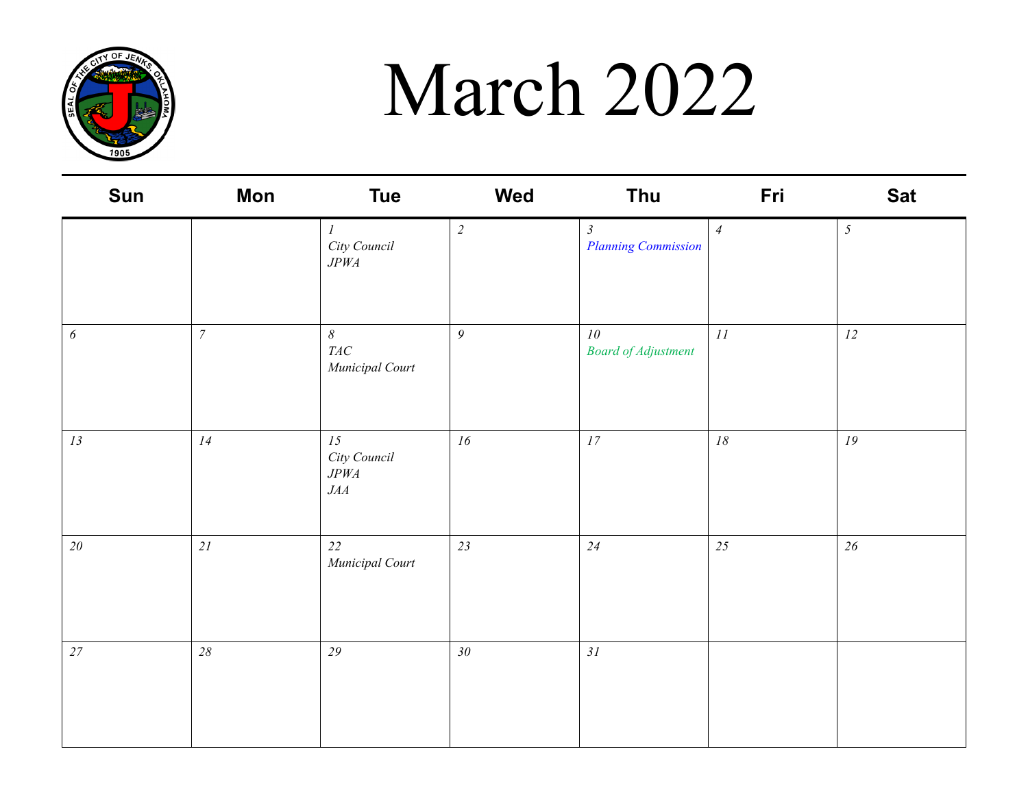# March 2022

| Sun | Mon | Tue | Wed | Thu | Fri | Sat |
|---|---|---|---|---|---|---|
| | | *1*<br>*City Council*<br>*JPWA* | *2* | *3*<br>*Planning Commission* | *4* | *5* |
| *6* | *7* | *8*<br>*TAC*<br>*Municipal Court* | *9* | *10*<br>*Board of Adjustment* | *11* | *12* |
| *13* | *14* | *15*<br>*City Council*<br>*JPWA*<br>*JAA* | *16* | *17* | *18* | *19* |
| *20* | *21* | *22*<br>*Municipal Court* | *23* | *24* | *25* | *26* |
| *27* | *28* | *29* | *30* | *31* | | |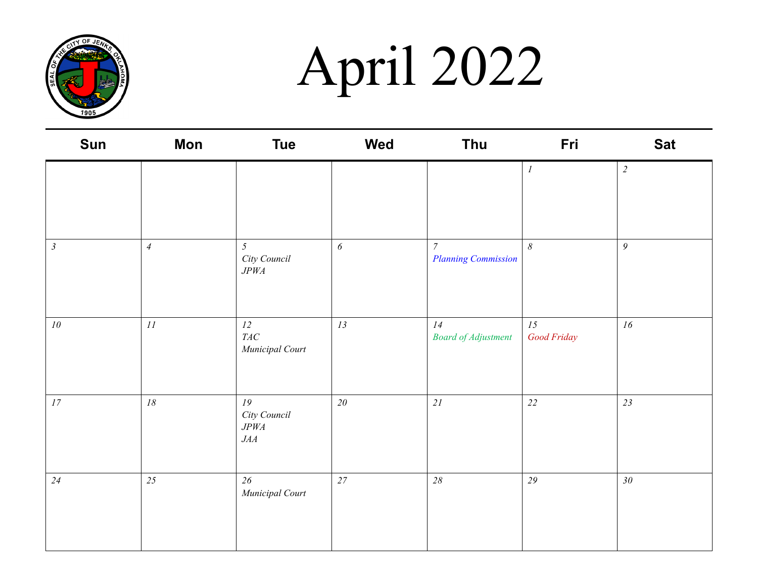# April 2022

| Sun | Mon | Tue | Wed | Thu | Fri | Sat |
|---|---|---|---|---|---|---|
| | | | | | *1* | *2* |
| *3* | *4* | *5*<br>*City Council*<br>*JPWA* | *6* | *7*<br>*Planning Commission* | *8* | *9* |
| *10* | *11* | *12*<br>*TAC*<br>*Municipal Court* | *13* | *14*<br>*Board of Adjustment* | *15*<br>*Good Friday* | *16* |
| *17* | *18* | *19*<br>*City Council*<br>*JPWA*<br>*JAA* | *20* | *21* | *22* | *23* |
| *24* | *25* | *26*<br>*Municipal Court* | *27* | *28* | *29* | *30* |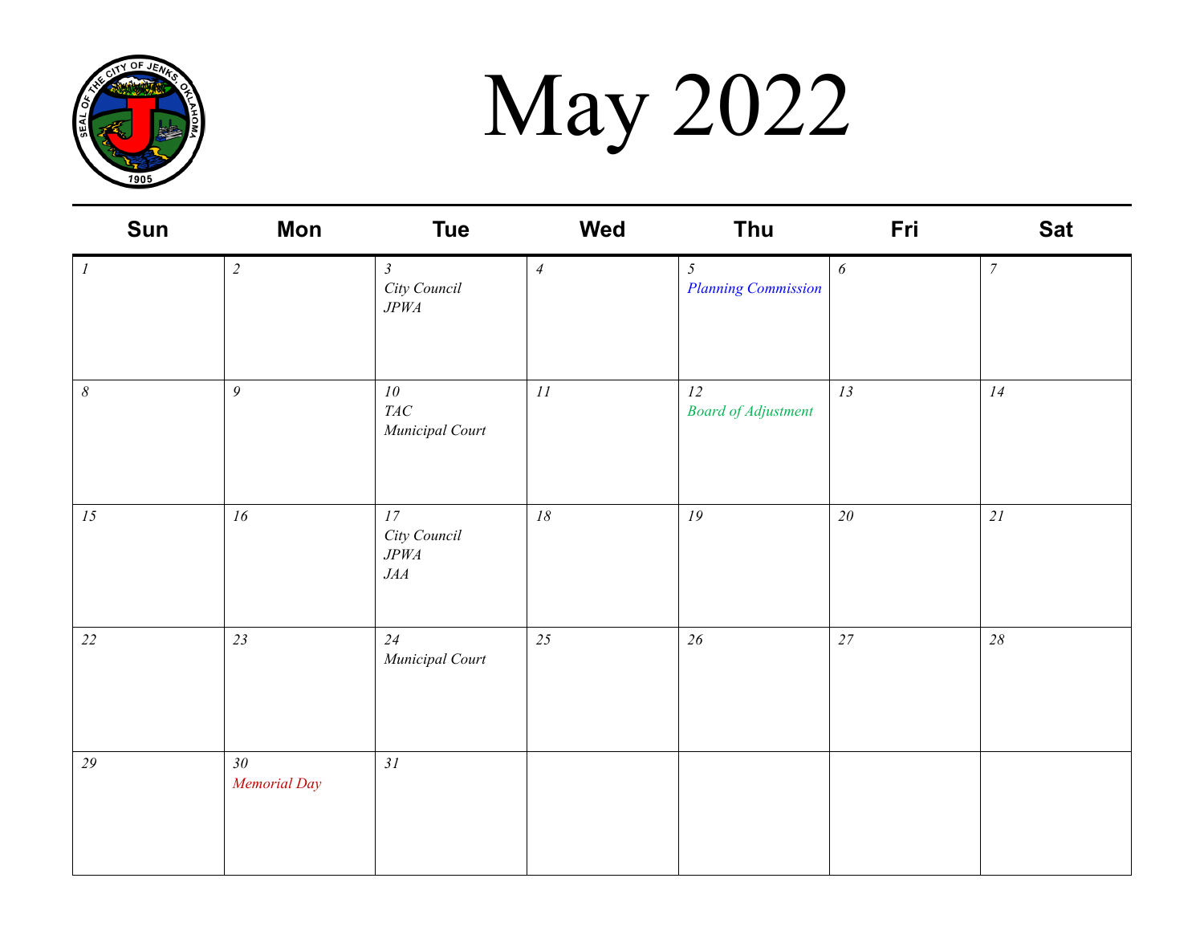# May 2022

| Sun | Mon | Tue | Wed | Thu | Fri | Sat |
|---|---|---|---|---|---|---|
| *1* | *2* | *3*<br>*City Council*<br>*JPWA* | *4* | *5*<br>*Planning Commission* | *6* | *7* |
| *8* | *9* | *10*<br>*TAC*<br>*Municipal Court* | *11* | *12*<br>*Board of Adjustment* | *13* | *14* |
| *15* | *16* | *17*<br>*City Council*<br>*JPWA*<br>*JAA* | *18* | *19* | *20* | *21* |
| *22* | *23* | *24*<br>*Municipal Court* | *25* | *26* | *27* | *28* |
| *29* | *30*<br>*Memorial Day* | *31* | | | | |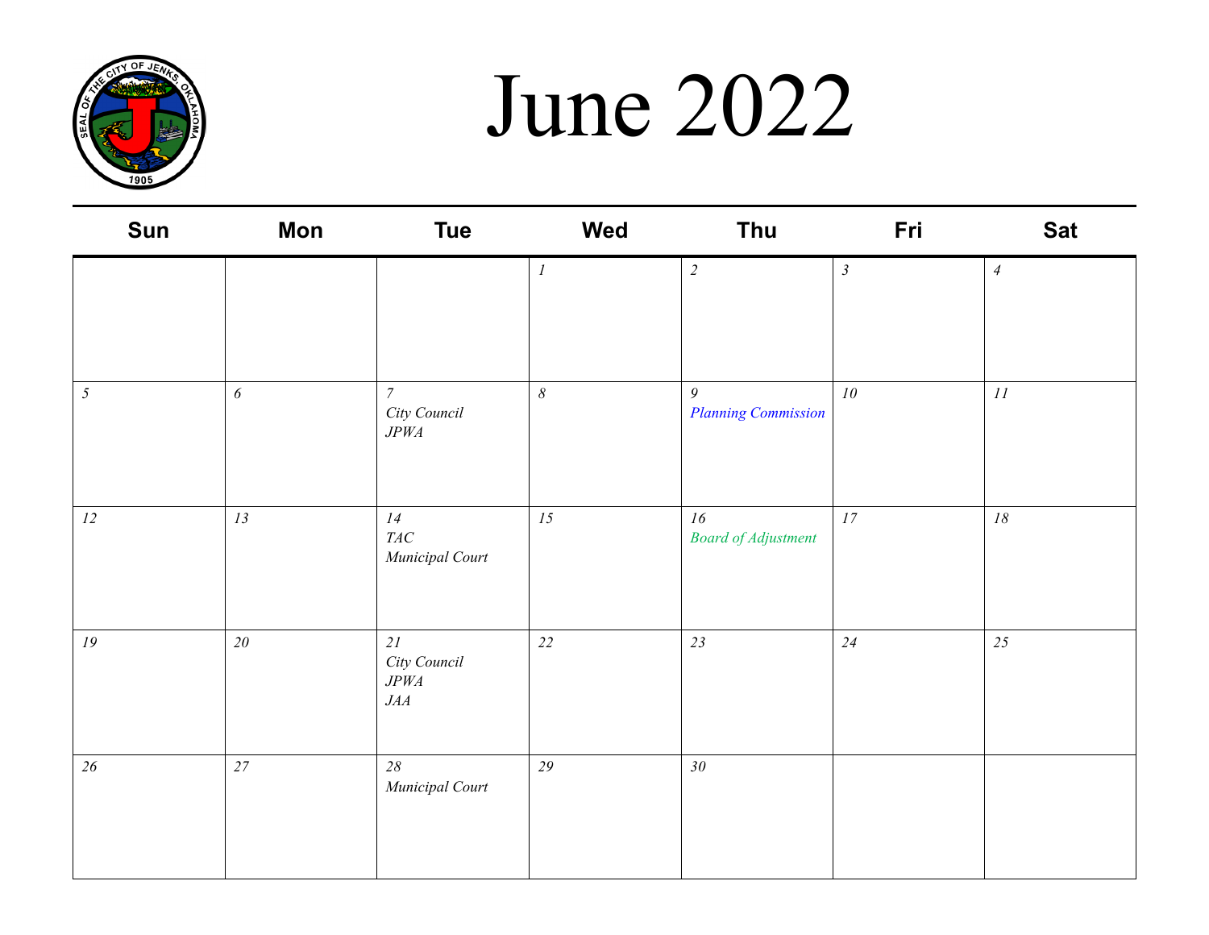# June 2022

| Sun | Mon | Tue | Wed | Thu | Fri | Sat |
|---|---|---|---|---|---|---|
| | | | *1* | *2* | *3* | *4* |
| *5* | *6* | *7*<br>*City Council*<br>*JPWA* | *8* | *9*<br>*Planning Commission* | *10* | *11* |
| *12* | *13* | *14*<br>*TAC*<br>*Municipal Court* | *15* | *16*<br>*Board of Adjustment* | *17* | *18* |
| *19* | *20* | *21*<br>*City Council*<br>*JPWA*<br>*JAA* | *22* | *23* | *24* | *25* |
| *26* | *27* | *28*<br>*Municipal Court* | *29* | *30* | | |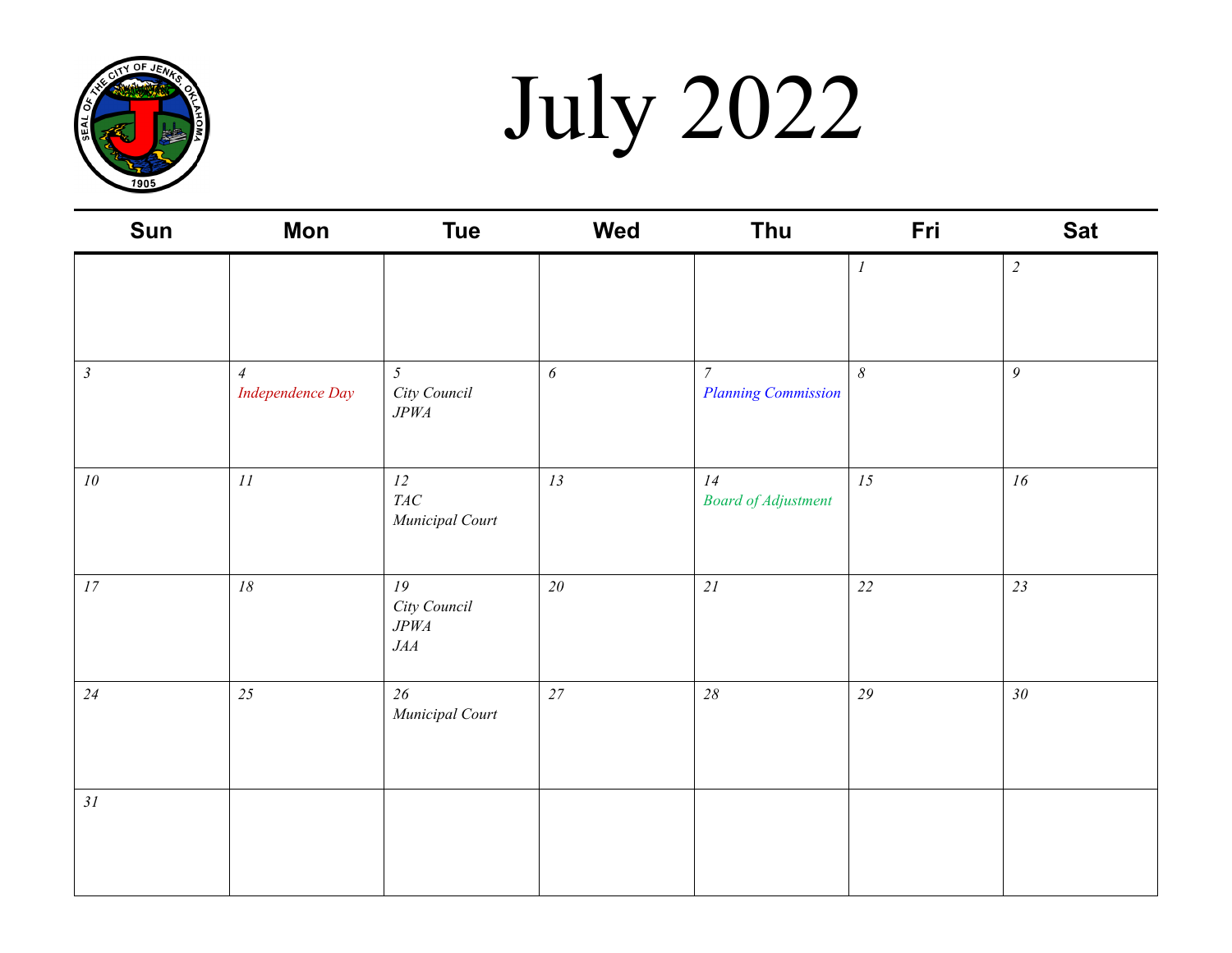# July 2022

| Sun | Mon | Tue | Wed | Thu | Fri | Sat |
|---|---|---|---|---|---|---|
| | | | | | *1* | *2* |
| *3* | *4*<br>*Independence Day* | *5*<br>*City Council*<br>*JPWA* | *6* | *7*<br>*Planning Commission* | *8* | *9* |
| *10* | *11* | *12*<br>*TAC*<br>*Municipal Court* | *13* | *14*<br>*Board of Adjustment* | *15* | *16* |
| *17* | *18* | *19*<br>*City Council*<br>*JPWA*<br>*JAA* | *20* | *21* | *22* | *23* |
| *24* | *25* | *26*<br>*Municipal Court* | *27* | *28* | *29* | *30* |
| *31* | | | | | | |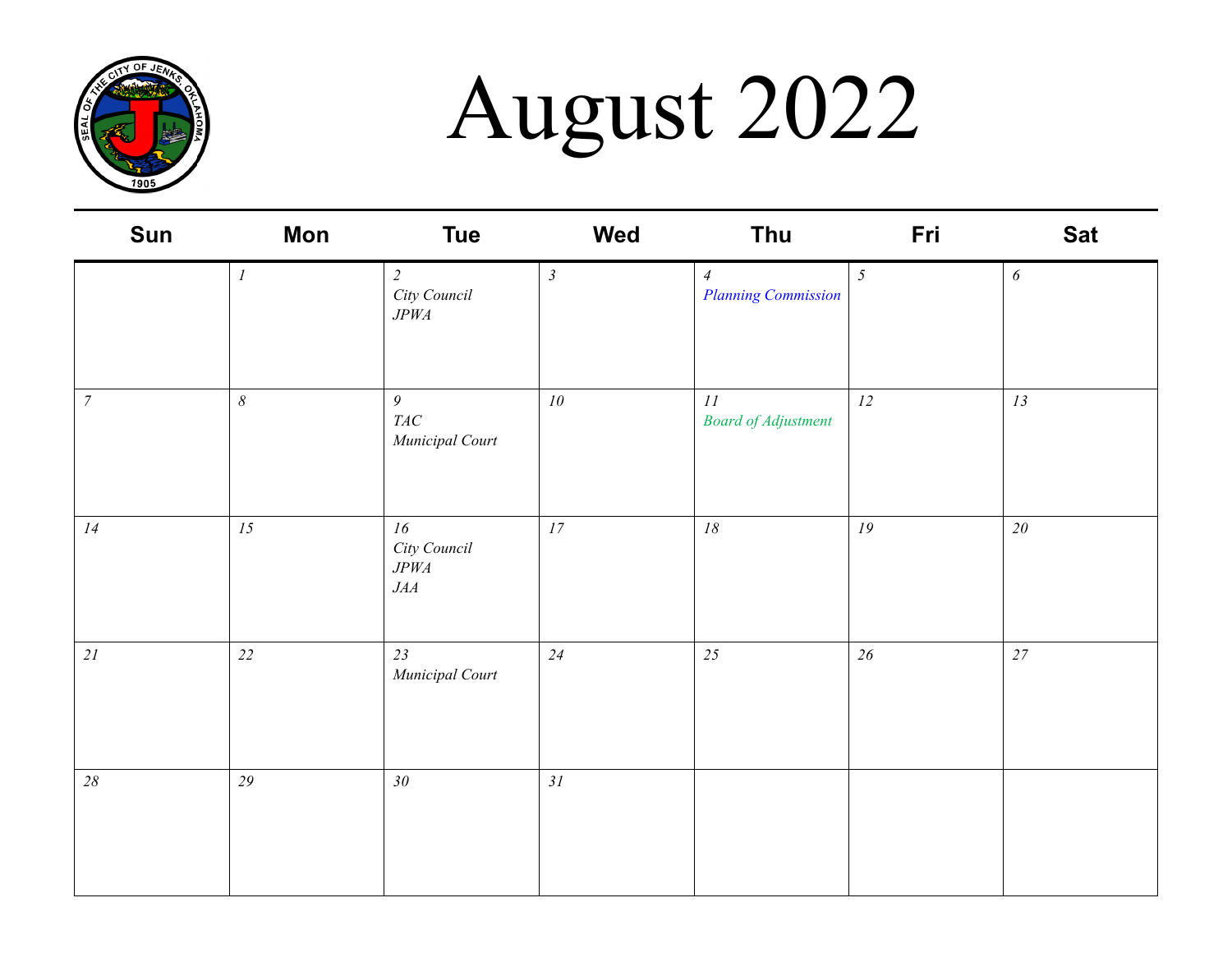# August 2022

| Sun | Mon | Tue | Wed | Thu | Fri | Sat |
|---|---|---|---|---|---|---|
| | *1* | *2*<br>*City Council*<br>*JPWA* | *3* | *4*<br>*Planning Commission* | *5* | *6* |
| *7* | *8* | *9*<br>*TAC*<br>*Municipal Court* | *10* | *11*<br>*Board of Adjustment* | *12* | *13* |
| *14* | *15* | *16*<br>*City Council*<br>*JPWA*<br>*JAA* | *17* | *18* | *19* | *20* |
| *21* | *22* | *23*<br>*Municipal Court* | *24* | *25* | *26* | *27* |
| *28* | *29* | *30* | *31* | | | |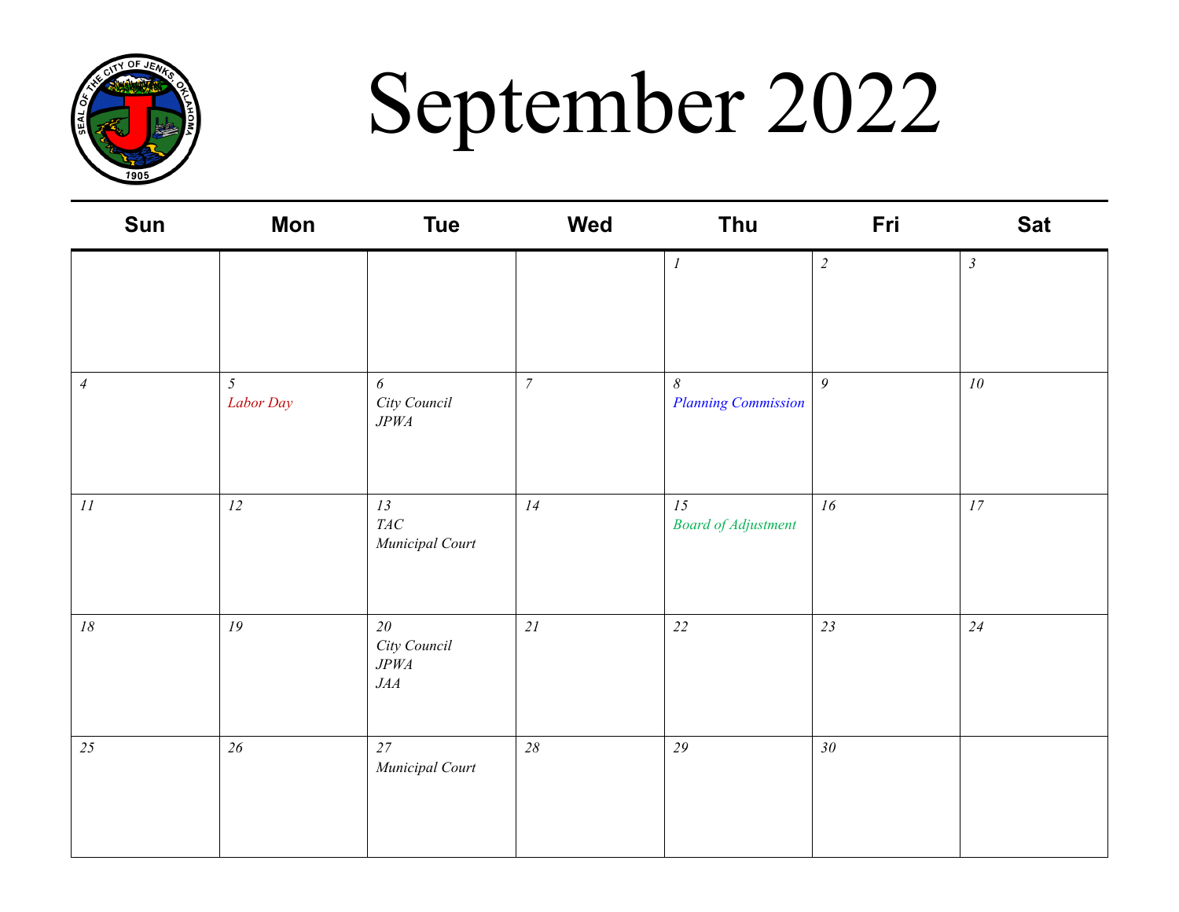# September 2022

| Sun | Mon | Tue | Wed | Thu | Fri | Sat |
|---|---|---|---|---|---|---|
| | | | | *1* | *2* | *3* |
| *4* | *5* *Labor Day* | *6* *City Council* *JPWA* | *7* | *8* *Planning Commission* | *9* | *10* |
| *11* | *12* | *13* *TAC* *Municipal Court* | *14* | *15* *Board of Adjustment* | *16* | *17* |
| *18* | *19* | *20* *City Council* *JPWA* *JAA* | *21* | *22* | *23* | *24* |
| *25* | *26* | *27* *Municipal Court* | *28* | *29* | *30* | |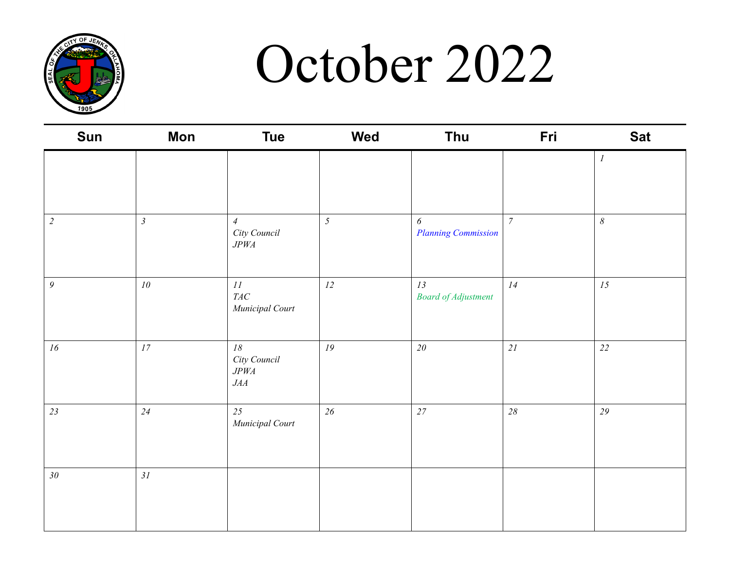# October 2022

| Sun | Mon | Tue | Wed | Thu | Fri | Sat |
|---|---|---|---|---|---|---|
| | | | | | | *1* |
| *2* | *3* | *4* *City Council* *JPWA* | *5* | *6* *Planning Commission* | *7* | *8* |
| *9* | *10* | *11* *TAC* *Municipal Court* | *12* | *13* *Board of Adjustment* | *14* | *15* |
| *16* | *17* | *18* *City Council* *JPWA* *JAA* | *19* | *20* | *21* | *22* |
| *23* | *24* | *25* *Municipal Court* | *26* | *27* | *28* | *29* |
| *30* | *31* | | | | | |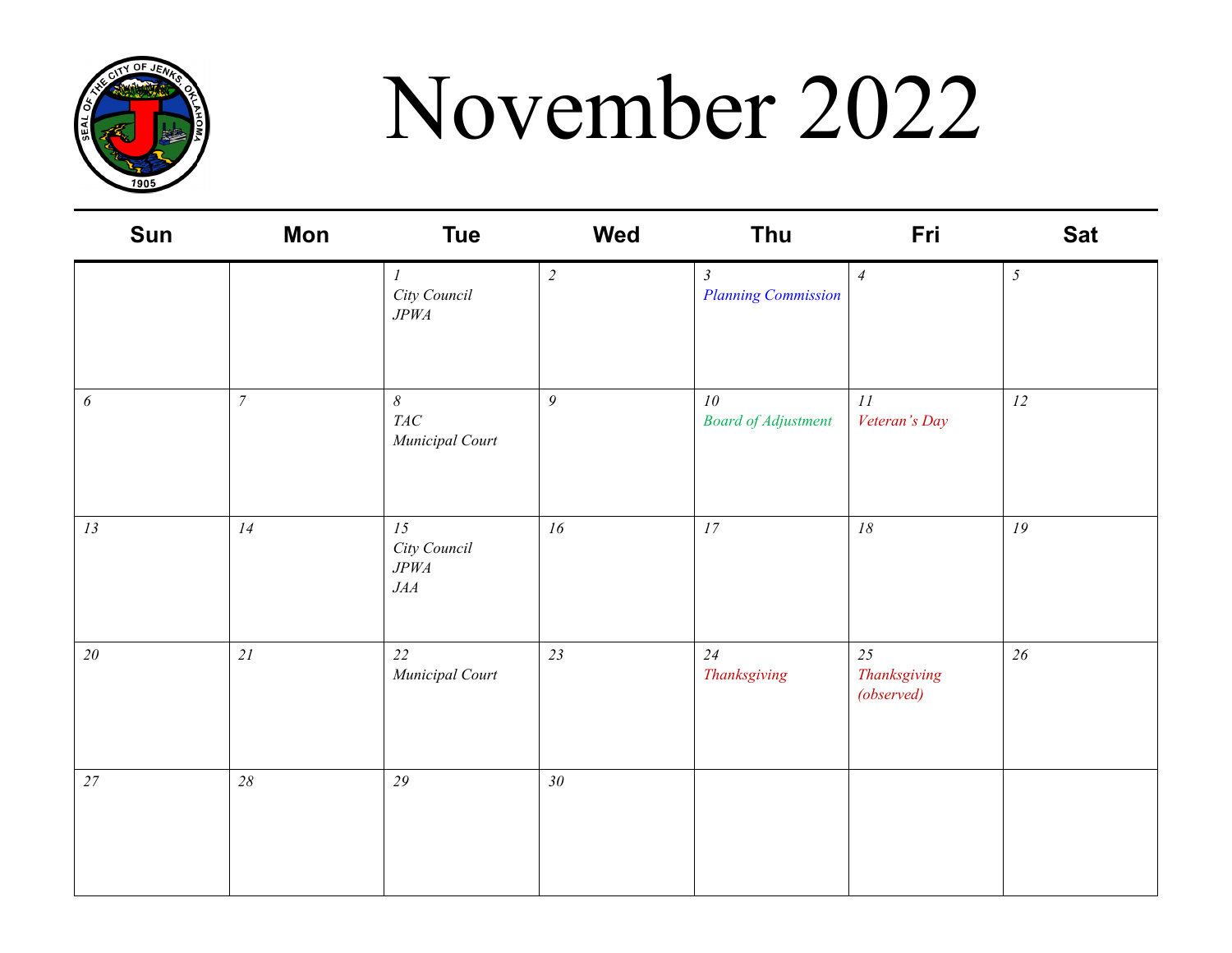# November 2022

| Sun | Mon | Tue | Wed | Thu | Fri | Sat |
|---|---|---|---|---|---|---|
| | | *1* *City Council* *JPWA* | *2* | *3* *Planning Commission* | *4* | *5* |
| *6* | *7* | *8* *TAC* *Municipal Court* | *9* | *10* *Board of Adjustment* | *11* *Veteran's Day* | *12* |
| *13* | *14* | *15* *City Council* *JPWA* *JAA* | *16* | *17* | *18* | *19* |
| *20* | *21* | *22* *Municipal Court* | *23* | *24* *Thanksgiving* | *25* *Thanksgiving (observed)* | *26* |
| *27* | *28* | *29* | *30* | | | |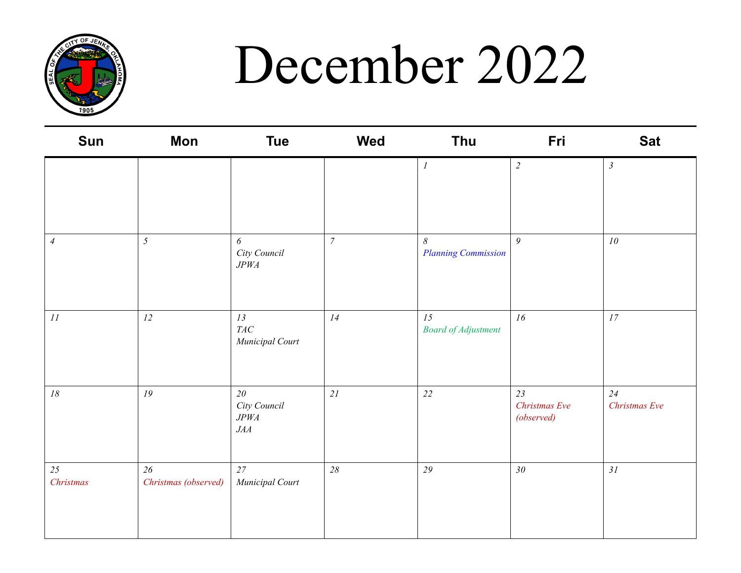# December 2022

| Sun | Mon | Tue | Wed | Thu | Fri | Sat |
|---|---|---|---|---|---|---|
| | | | | *1* | *2* | *3* |
| *4* | *5* | *6*<br>*City Council*<br>*JPWA* | *7* | *8*<br>*Planning Commission* | *9* | *10* |
| *11* | *12* | *13*<br>*TAC*<br>*Municipal Court* | *14* | *15*<br>*Board of Adjustment* | *16* | *17* |
| *18* | *19* | *20*<br>*City Council*<br>*JPWA*<br>*JAA* | *21* | *22* | *23*<br>*Christmas Eve (observed)* | *24*<br>*Christmas Eve* |
| *25*<br>*Christmas* | *26*<br>*Christmas (observed)* | *27*<br>*Municipal Court* | *28* | *29* | *30* | *31* |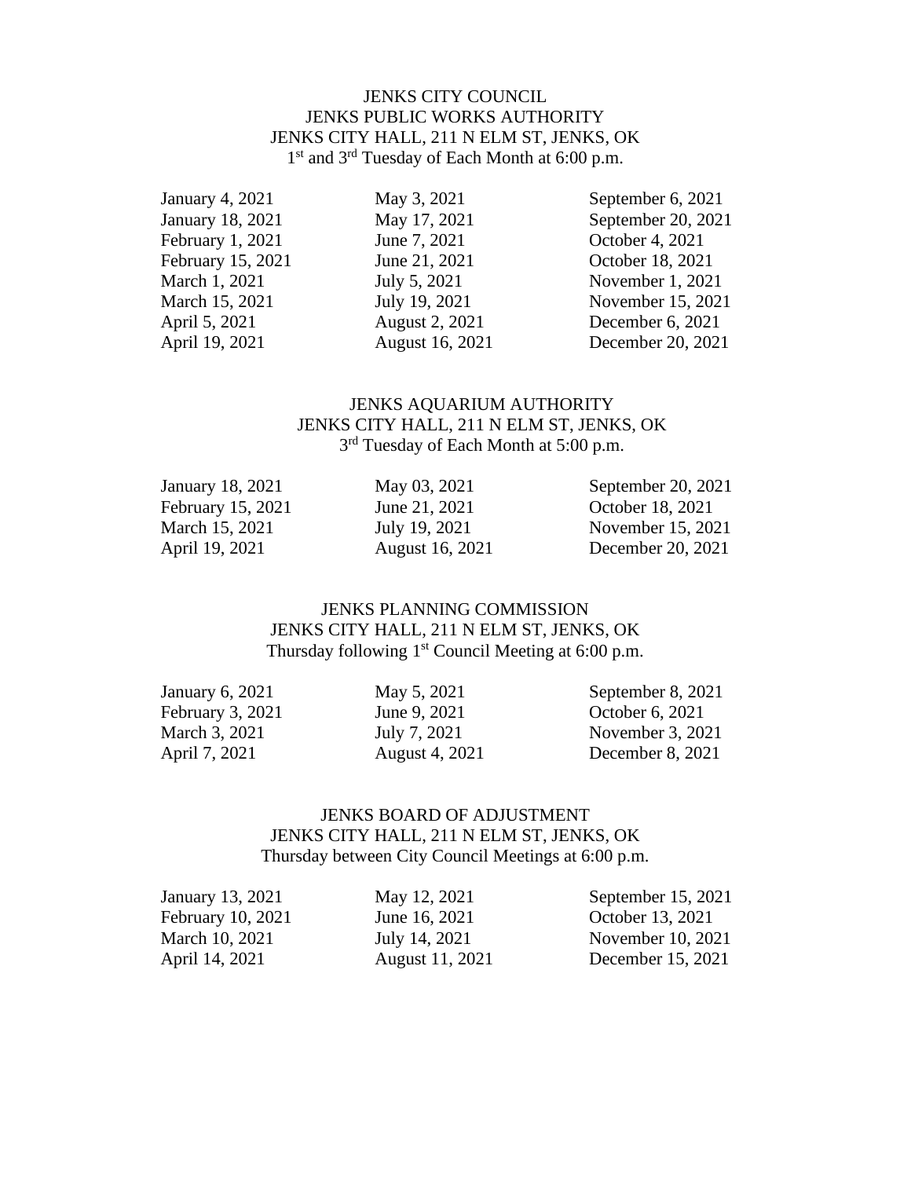JENKS CITY COUNCIL
JENKS PUBLIC WORKS AUTHORITY
JENKS CITY HALL, 211 N ELM ST, JENKS, OK
1st and 3rd Tuesday of Each Month at 6:00 p.m.

| | | |
|---|---|---|
| January 4, 2021 | May 3, 2021 | September 6, 2021 |
| January 18, 2021 | May 17, 2021 | September 20, 2021 |
| February 1, 2021 | June 7, 2021 | October 4, 2021 |
| February 15, 2021 | June 21, 2021 | October 18, 2021 |
| March 1, 2021 | July 5, 2021 | November 1, 2021 |
| March 15, 2021 | July 19, 2021 | November 15, 2021 |
| April 5, 2021 | August 2, 2021 | December 6, 2021 |
| April 19, 2021 | August 16, 2021 | December 20, 2021 |

JENKS AQUARIUM AUTHORITY
JENKS CITY HALL, 211 N ELM ST, JENKS, OK
3rd Tuesday of Each Month at 5:00 p.m.

| | | |
|---|---|---|
| January 18, 2021 | May 03, 2021 | September 20, 2021 |
| February 15, 2021 | June 21, 2021 | October 18, 2021 |
| March 15, 2021 | July 19, 2021 | November 15, 2021 |
| April 19, 2021 | August 16, 2021 | December 20, 2021 |

JENKS PLANNING COMMISSION
JENKS CITY HALL, 211 N ELM ST, JENKS, OK
Thursday following 1st Council Meeting at 6:00 p.m.

| | | |
|---|---|---|
| January 6, 2021 | May 5, 2021 | September 8, 2021 |
| February 3, 2021 | June 9, 2021 | October 6, 2021 |
| March 3, 2021 | July 7, 2021 | November 3, 2021 |
| April 7, 2021 | August 4, 2021 | December 8, 2021 |

JENKS BOARD OF ADJUSTMENT
JENKS CITY HALL, 211 N ELM ST, JENKS, OK
Thursday between City Council Meetings at 6:00 p.m.

| | | |
|---|---|---|
| January 13, 2021 | May 12, 2021 | September 15, 2021 |
| February 10, 2021 | June 16, 2021 | October 13, 2021 |
| March 10, 2021 | July 14, 2021 | November 10, 2021 |
| April 14, 2021 | August 11, 2021 | December 15, 2021 |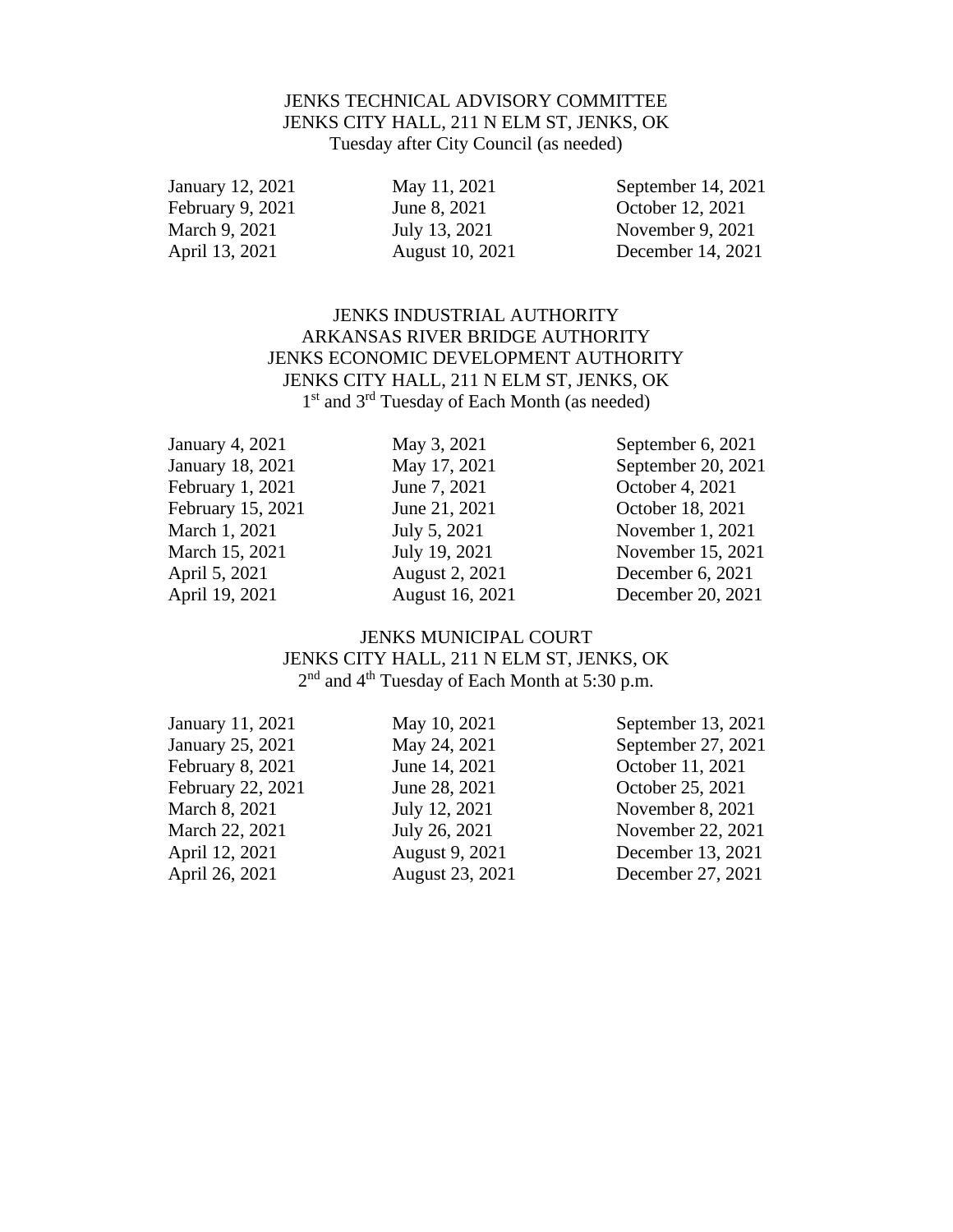JENKS TECHNICAL ADVISORY COMMITTEE
JENKS CITY HALL, 211 N ELM ST, JENKS, OK
Tuesday after City Council (as needed)

| | | |
|---|---|---|
| January 12, 2021 | May 11, 2021 | September 14, 2021 |
| February 9, 2021 | June 8, 2021 | October 12, 2021 |
| March 9, 2021 | July 13, 2021 | November 9, 2021 |
| April 13, 2021 | August 10, 2021 | December 14, 2021 |

JENKS INDUSTRIAL AUTHORITY
ARKANSAS RIVER BRIDGE AUTHORITY
JENKS ECONOMIC DEVELOPMENT AUTHORITY
JENKS CITY HALL, 211 N ELM ST, JENKS, OK
1st and 3rd Tuesday of Each Month (as needed)

| | | |
|---|---|---|
| January 4, 2021 | May 3, 2021 | September 6, 2021 |
| January 18, 2021 | May 17, 2021 | September 20, 2021 |
| February 1, 2021 | June 7, 2021 | October 4, 2021 |
| February 15, 2021 | June 21, 2021 | October 18, 2021 |
| March 1, 2021 | July 5, 2021 | November 1, 2021 |
| March 15, 2021 | July 19, 2021 | November 15, 2021 |
| April 5, 2021 | August 2, 2021 | December 6, 2021 |
| April 19, 2021 | August 16, 2021 | December 20, 2021 |

JENKS MUNICIPAL COURT
JENKS CITY HALL, 211 N ELM ST, JENKS, OK
2nd and 4th Tuesday of Each Month at 5:30 p.m.

| | | |
|---|---|---|
| January 11, 2021 | May 10, 2021 | September 13, 2021 |
| January 25, 2021 | May 24, 2021 | September 27, 2021 |
| February 8, 2021 | June 14, 2021 | October 11, 2021 |
| February 22, 2021 | June 28, 2021 | October 25, 2021 |
| March 8, 2021 | July 12, 2021 | November 8, 2021 |
| March 22, 2021 | July 26, 2021 | November 22, 2021 |
| April 12, 2021 | August 9, 2021 | December 13, 2021 |
| April 26, 2021 | August 23, 2021 | December 27, 2021 |